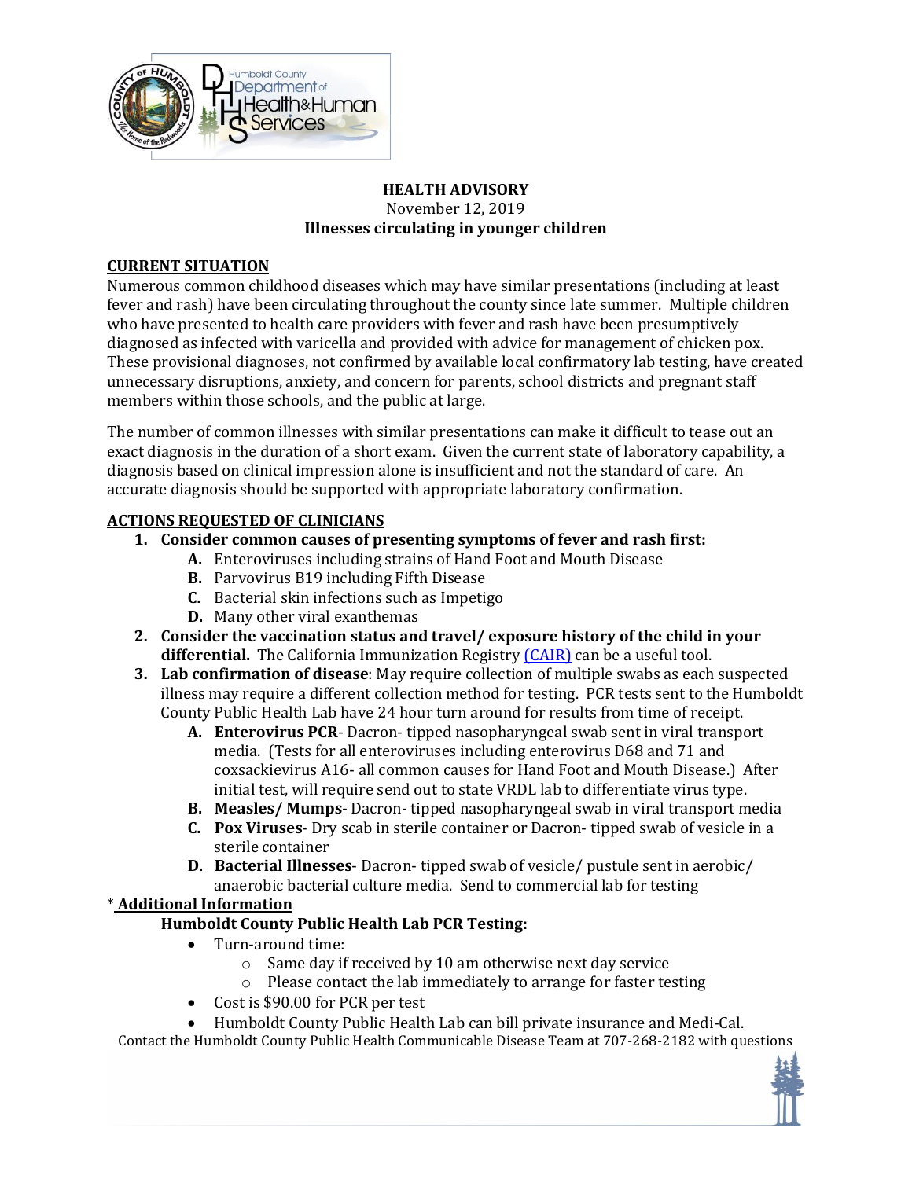# HEALTH ADVISORY

November 12, 2019

**Illnesses circulating in younger children**

## CURRENT SITUATION

Numerous common childhood diseases which may have similar presentations (including at least fever and rash) have been circulating throughout the county since late summer. Multiple children who have presented to health care providers with fever and rash have been presumptively diagnosed as infected with varicella and provided with advice for management of chicken pox. These provisional diagnoses, not confirmed by available local confirmatory lab testing, have created unnecessary disruptions, anxiety, and concern for parents, school districts and pregnant staff members within those schools, and the public at large.

The number of common illnesses with similar presentations can make it difficult to tease out an exact diagnosis in the duration of a short exam. Given the current state of laboratory capability, a diagnosis based on clinical impression alone is insufficient and not the standard of care. An accurate diagnosis should be supported with appropriate laboratory confirmation.

## ACTIONS REQUESTED OF CLINICIANS

1. **Consider common causes of presenting symptoms of fever and rash first:**
   - **A.** Enteroviruses including strains of Hand Foot and Mouth Disease
   - **B.** Parvovirus B19 including Fifth Disease
   - **C.** Bacterial skin infections such as Impetigo
   - **D.** Many other viral exanthemas
2. **Consider the vaccination status and travel/ exposure history of the child in your differential.** The California Immunization Registry (CAIR) can be a useful tool.
3. **Lab confirmation of disease**: May require collection of multiple swabs as each suspected illness may require a different collection method for testing. PCR tests sent to the Humboldt County Public Health Lab have 24 hour turn around for results from time of receipt.
   - **A. Enterovirus PCR**- Dacron- tipped nasopharyngeal swab sent in viral transport media. (Tests for all enteroviruses including enterovirus D68 and 71 and coxsackievirus A16- all common causes for Hand Foot and Mouth Disease.) After initial test, will require send out to state VRDL lab to differentiate virus type.
   - **B. Measles/ Mumps**- Dacron- tipped nasopharyngeal swab in viral transport media
   - **C. Pox Viruses**- Dry scab in sterile container or Dacron- tipped swab of vesicle in a sterile container
   - **D. Bacterial Illnesses**- Dacron- tipped swab of vesicle/ pustule sent in aerobic/ anaerobic bacterial culture media. Send to commercial lab for testing

\* **Additional Information**

**Humboldt County Public Health Lab PCR Testing:**

- Turn-around time:
  - Same day if received by 10 am otherwise next day service
  - Please contact the lab immediately to arrange for faster testing
- Cost is $90.00 for PCR per test
- Humboldt County Public Health Lab can bill private insurance and Medi-Cal.

Contact the Humboldt County Public Health Communicable Disease Team at 707-268-2182 with questions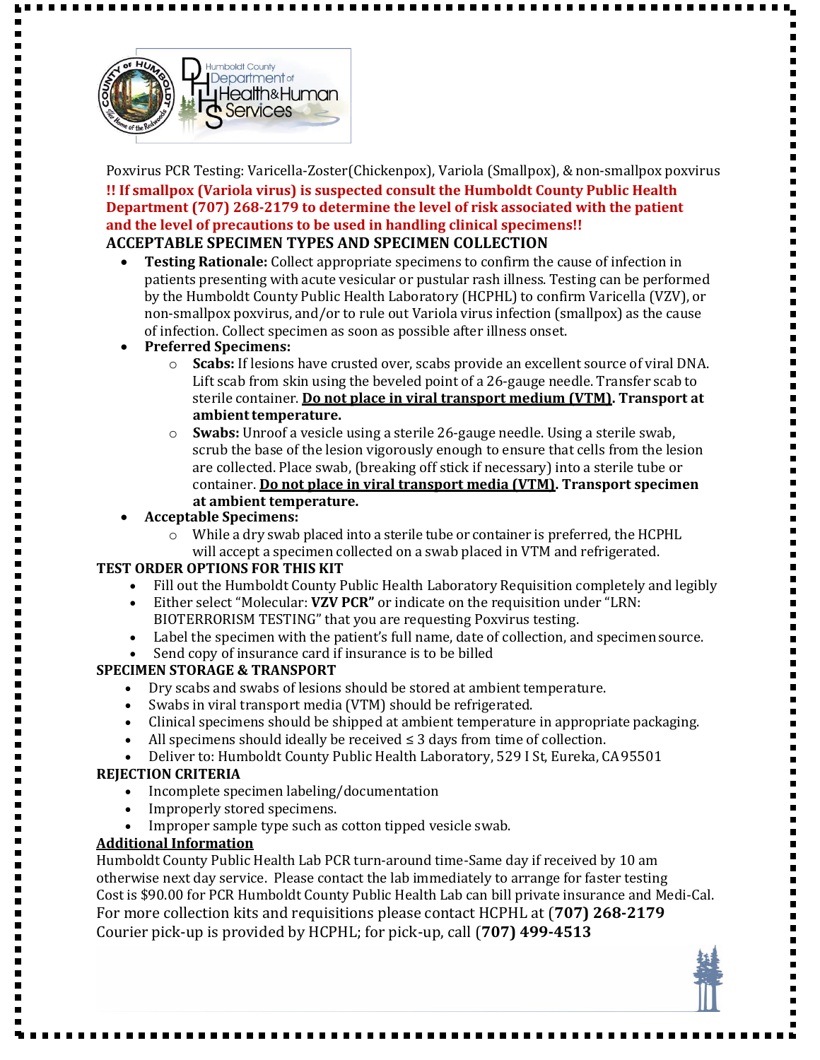Poxvirus PCR Testing: Varicella-Zoster(Chickenpox), Variola (Smallpox), & non-smallpox poxvirus

**!! If smallpox (Variola virus) is suspected consult the Humboldt County Public Health Department (707) 268-2179 to determine the level of risk associated with the patient and the level of precautions to be used in handling clinical specimens!!**

## ACCEPTABLE SPECIMEN TYPES AND SPECIMEN COLLECTION

- **Testing Rationale:** Collect appropriate specimens to confirm the cause of infection in patients presenting with acute vesicular or pustular rash illness. Testing can be performed by the Humboldt County Public Health Laboratory (HCPHL) to confirm Varicella (VZV), or non-smallpox poxvirus, and/or to rule out Variola virus infection (smallpox) as the cause of infection. Collect specimen as soon as possible after illness onset.
- **Preferred Specimens:**
  - **Scabs:** If lesions have crusted over, scabs provide an excellent source of viral DNA. Lift scab from skin using the beveled point of a 26-gauge needle. Transfer scab to sterile container. **<u>Do not place in viral transport medium (VTM)</u>. Transport at ambient temperature.**
  - **Swabs:** Unroof a vesicle using a sterile 26-gauge needle. Using a sterile swab, scrub the base of the lesion vigorously enough to ensure that cells from the lesion are collected. Place swab, (breaking off stick if necessary) into a sterile tube or container. **<u>Do not place in viral transport media (VTM)</u>. Transport specimen at ambient temperature.**
- **Acceptable Specimens:**
  - While a dry swab placed into a sterile tube or container is preferred, the HCPHL will accept a specimen collected on a swab placed in VTM and refrigerated.

## TEST ORDER OPTIONS FOR THIS KIT

- Fill out the Humboldt County Public Health Laboratory Requisition completely and legibly
- Either select "Molecular: **VZV PCR"** or indicate on the requisition under "LRN: BIOTERRORISM TESTING" that you are requesting Poxvirus testing.
- Label the specimen with the patient's full name, date of collection, and specimen source.
- Send copy of insurance card if insurance is to be billed

## SPECIMEN STORAGE & TRANSPORT

- Dry scabs and swabs of lesions should be stored at ambient temperature.
- Swabs in viral transport media (VTM) should be refrigerated.
- Clinical specimens should be shipped at ambient temperature in appropriate packaging.
- All specimens should ideally be received ≤ 3 days from time of collection.
- Deliver to: Humboldt County Public Health Laboratory, 529 I St, Eureka, CA 95501

## REJECTION CRITERIA

- Incomplete specimen labeling/documentation
- Improperly stored specimens.
- Improper sample type such as cotton tipped vesicle swab.

## <u>Additional Information</u>

Humboldt County Public Health Lab PCR turn-around time-Same day if received by 10 am otherwise next day service. Please contact the lab immediately to arrange for faster testing

Cost is $90.00 for PCR Humboldt County Public Health Lab can bill private insurance and Medi-Cal.

For more collection kits and requisitions please contact HCPHL at (**707) 268-2179**

Courier pick-up is provided by HCPHL; for pick-up, call (**707) 499-4513**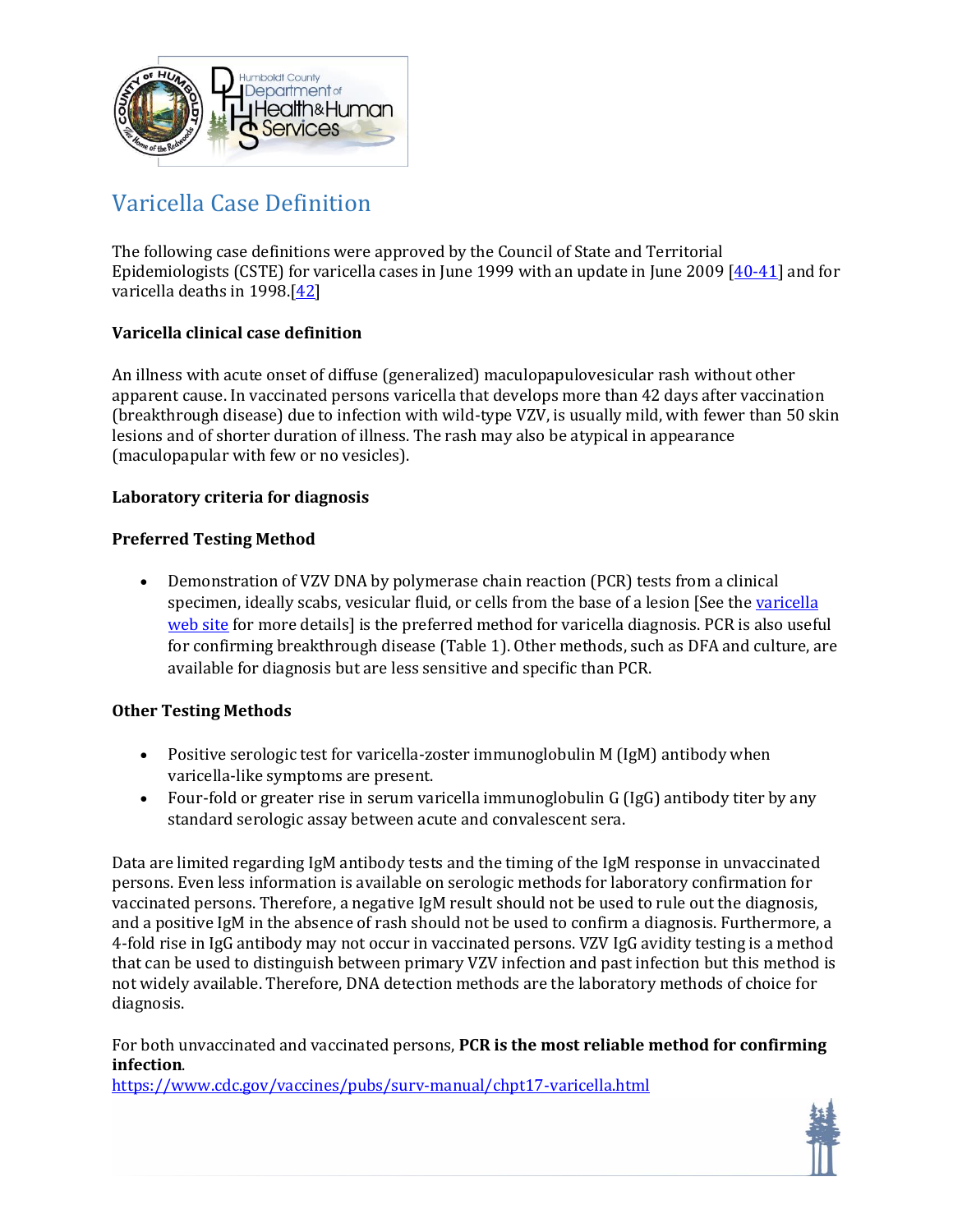# Varicella Case Definition

The following case definitions were approved by the Council of State and Territorial Epidemiologists (CSTE) for varicella cases in June 1999 with an update in June 2009 [40-41] and for varicella deaths in 1998.[42]

**Varicella clinical case definition**

An illness with acute onset of diffuse (generalized) maculopapulovesicular rash without other apparent cause. In vaccinated persons varicella that develops more than 42 days after vaccination (breakthrough disease) due to infection with wild-type VZV, is usually mild, with fewer than 50 skin lesions and of shorter duration of illness. The rash may also be atypical in appearance (maculopapular with few or no vesicles).

**Laboratory criteria for diagnosis**

**Preferred Testing Method**

- Demonstration of VZV DNA by polymerase chain reaction (PCR) tests from a clinical specimen, ideally scabs, vesicular fluid, or cells from the base of a lesion [See the varicella web site for more details] is the preferred method for varicella diagnosis. PCR is also useful for confirming breakthrough disease (Table 1). Other methods, such as DFA and culture, are available for diagnosis but are less sensitive and specific than PCR.

**Other Testing Methods**

- Positive serologic test for varicella-zoster immunoglobulin M (IgM) antibody when varicella-like symptoms are present.
- Four-fold or greater rise in serum varicella immunoglobulin G (IgG) antibody titer by any standard serologic assay between acute and convalescent sera.

Data are limited regarding IgM antibody tests and the timing of the IgM response in unvaccinated persons. Even less information is available on serologic methods for laboratory confirmation for vaccinated persons. Therefore, a negative IgM result should not be used to rule out the diagnosis, and a positive IgM in the absence of rash should not be used to confirm a diagnosis. Furthermore, a 4-fold rise in IgG antibody may not occur in vaccinated persons. VZV IgG avidity testing is a method that can be used to distinguish between primary VZV infection and past infection but this method is not widely available. Therefore, DNA detection methods are the laboratory methods of choice for diagnosis.

For both unvaccinated and vaccinated persons, **PCR is the most reliable method for confirming infection**.
https://www.cdc.gov/vaccines/pubs/surv-manual/chpt17-varicella.html